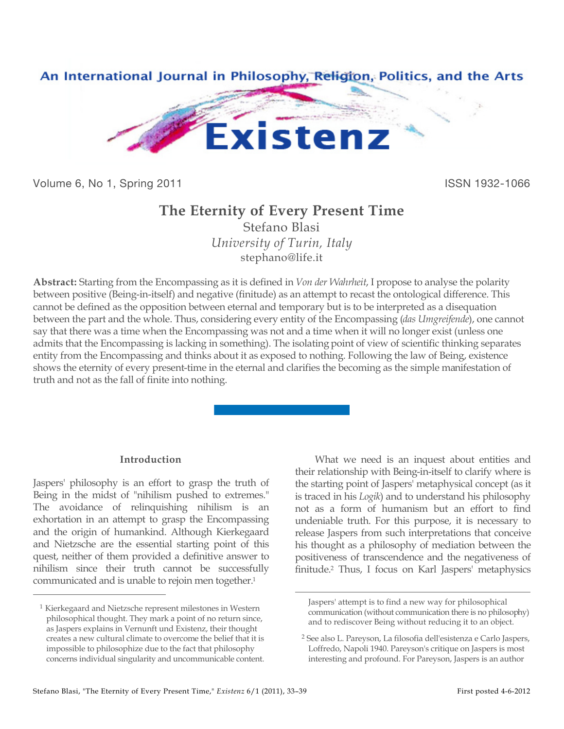# The Eternity of Every Present Time

Stefano Blasi

*University of Turin, Italy*

stephano@life.it

**Abstract:** Starting from the Encompassing as it is defined in *Von der Wahrheit*, I propose to analyse the polarity between positive (Being-in-itself) and negative (finitude) as an attempt to recast the ontological difference. This cannot be defined as the opposition between eternal and temporary but is to be interpreted as a disequation between the part and the whole. Thus, considering every entity of the Encompassing (*das Umgreifende*), one cannot say that there was a time when the Encompassing was not and a time when it will no longer exist (unless one admits that the Encompassing is lacking in something). The isolating point of view of scientific thinking separates entity from the Encompassing and thinks about it as exposed to nothing. Following the law of Being, existence shows the eternity of every present-time in the eternal and clarifies the becoming as the simple manifestation of truth and not as the fall of finite into nothing.

## Introduction

Jaspers' philosophy is an effort to grasp the truth of Being in the midst of "nihilism pushed to extremes." The avoidance of relinquishing nihilism is an exhortation in an attempt to grasp the Encompassing and the origin of humankind. Although Kierkegaard and Nietzsche are the essential starting point of this quest, neither of them provided a definitive answer to nihilism since their truth cannot be successfully communicated and is unable to rejoin men together.[1]

What we need is an inquest about entities and their relationship with Being-in-itself to clarify where is the starting point of Jaspers' metaphysical concept (as it is traced in his *Logik*) and to understand his philosophy not as a form of humanism but an effort to find undeniable truth. For this purpose, it is necessary to release Jaspers from such interpretations that conceive his thought as a philosophy of mediation between the positiveness of transcendence and the negativeness of finitude.[2] Thus, I focus on Karl Jaspers' metaphysics

---

[1] Kierkegaard and Nietzsche represent milestones in Western philosophical thought. They mark a point of no return since, as Jaspers explains in Vernunft und Existenz, their thought creates a new cultural climate to overcome the belief that it is impossible to philosophize due to the fact that philosophy concerns individual singularity and uncommunicable content. Jaspers' attempt is to find a new way for philosophical communication (without communication there is no philosophy) and to rediscover Being without reducing it to an object.

[2] See also L. Pareyson, La filosofia dell'esistenza e Carlo Jaspers, Loffredo, Napoli 1940. Pareyson's critique on Jaspers is most interesting and profound. For Pareyson, Jaspers is an author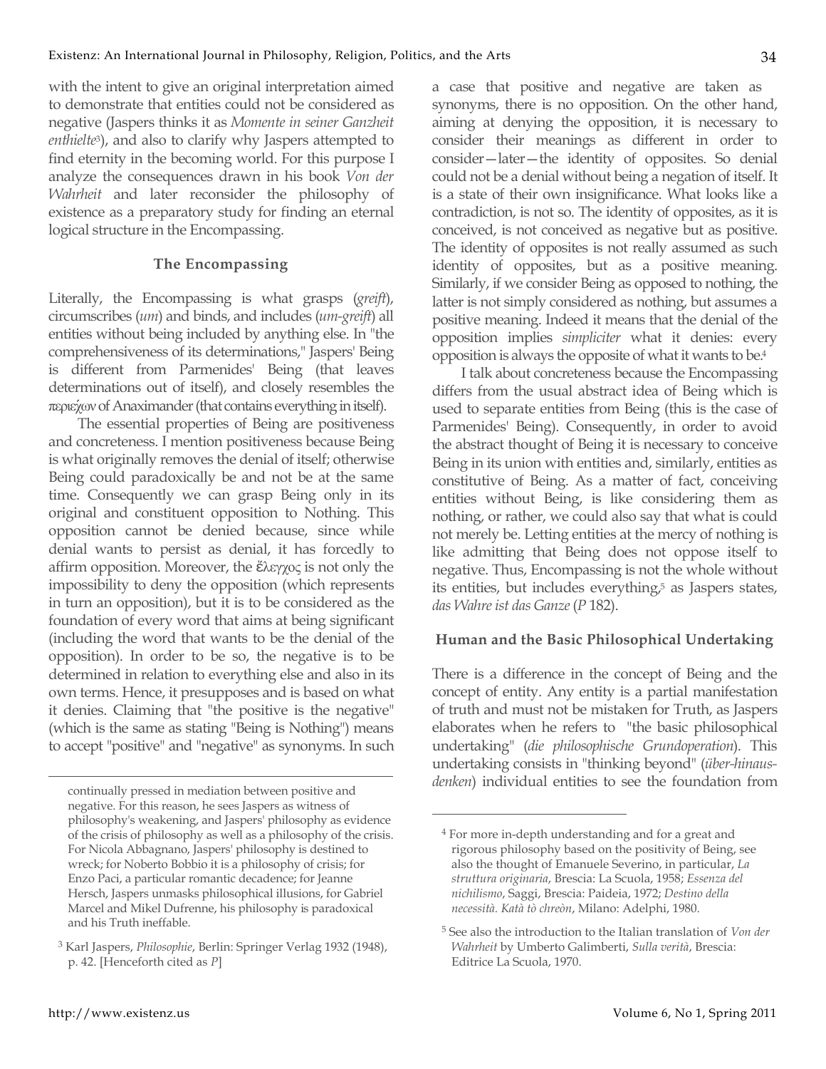with the intent to give an original interpretation aimed to demonstrate that entities could not be considered as negative (Jaspers thinks it as *Momente in seiner Ganzheit enthielte*[3]), and also to clarify why Jaspers attempted to find eternity in the becoming world. For this purpose I analyze the consequences drawn in his book *Von der Wahrheit* and later reconsider the philosophy of existence as a preparatory study for finding an eternal logical structure in the Encompassing.

### The Encompassing

Literally, the Encompassing is what grasps (*greift*), circumscribes (*um*) and binds, and includes (*um-greift*) all entities without being included by anything else. In "the comprehensiveness of its determinations," Jaspers' Being is different from Parmenides' Being (that leaves determinations out of itself), and closely resembles the περιέχων of Anaximander (that contains everything in itself).

The essential properties of Being are positiveness and concreteness. I mention positiveness because Being is what originally removes the denial of itself; otherwise Being could paradoxically be and not be at the same time. Consequently we can grasp Being only in its original and constituent opposition to Nothing. This opposition cannot be denied because, since while denial wants to persist as denial, it has forcedly to affirm opposition. Moreover, the ἔλεγχος is not only the impossibility to deny the opposition (which represents in turn an opposition), but it is to be considered as the foundation of every word that aims at being significant (including the word that wants to be the denial of the opposition). In order to be so, the negative is to be determined in relation to everything else and also in its own terms. Hence, it presupposes and is based on what it denies. Claiming that "the positive is the negative" (which is the same as stating "Being is Nothing") means to accept "positive" and "negative" as synonyms. In such a case that positive and negative are taken as synonyms, there is no opposition. On the other hand, aiming at denying the opposition, it is necessary to consider their meanings as different in order to consider—later—the identity of opposites. So denial could not be a denial without being a negation of itself. It is a state of their own insignificance. What looks like a contradiction, is not so. The identity of opposites, as it is conceived, is not conceived as negative but as positive. The identity of opposites is not really assumed as such identity of opposites, but as a positive meaning. Similarly, if we consider Being as opposed to nothing, the latter is not simply considered as nothing, but assumes a positive meaning. Indeed it means that the denial of the opposition implies *simpliciter* what it denies: every opposition is always the opposite of what it wants to be.[4]

I talk about concreteness because the Encompassing differs from the usual abstract idea of Being which is used to separate entities from Being (this is the case of Parmenides' Being). Consequently, in order to avoid the abstract thought of Being it is necessary to conceive Being in its union with entities and, similarly, entities as constitutive of Being. As a matter of fact, conceiving entities without Being, is like considering them as nothing, or rather, we could also say that what is could not merely be. Letting entities at the mercy of nothing is like admitting that Being does not oppose itself to negative. Thus, Encompassing is not the whole without its entities, but includes everything,[5] as Jaspers states, *das Wahre ist das Ganze* (*P* 182).

### Human and the Basic Philosophical Undertaking

There is a difference in the concept of Being and the concept of entity. Any entity is a partial manifestation of truth and must not be mistaken for Truth, as Jaspers elaborates when he refers to "the basic philosophical undertaking" (*die philosophische Grundoperation*). This undertaking consists in "thinking beyond" (*über-hinaus-denken*) individual entities to see the foundation from

---

continually pressed in mediation between positive and negative. For this reason, he sees Jaspers as witness of philosophy's weakening, and Jaspers' philosophy as evidence of the crisis of philosophy as well as a philosophy of the crisis. For Nicola Abbagnano, Jaspers' philosophy is destined to wreck; for Noberto Bobbio it is a philosophy of crisis; for Enzo Paci, a particular romantic decadence; for Jeanne Hersch, Jaspers unmasks philosophical illusions, for Gabriel Marcel and Mikel Dufrenne, his philosophy is paradoxical and his Truth ineffable.

[3] Karl Jaspers, *Philosophie*, Berlin: Springer Verlag 1932 (1948), p. 42. [Henceforth cited as *P*]

[4] For more in-depth understanding and for a great and rigorous philosophy based on the positivity of Being, see also the thought of Emanuele Severino, in particular, *La struttura originaria*, Brescia: La Scuola, 1958; *Essenza del nichilismo*, Saggi, Brescia: Paideia, 1972; *Destino della necessità. Katà tò chreòn*, Milano: Adelphi, 1980.

[5] See also the introduction to the Italian translation of *Von der Wahrheit* by Umberto Galimberti, *Sulla verità*, Brescia: Editrice La Scuola, 1970.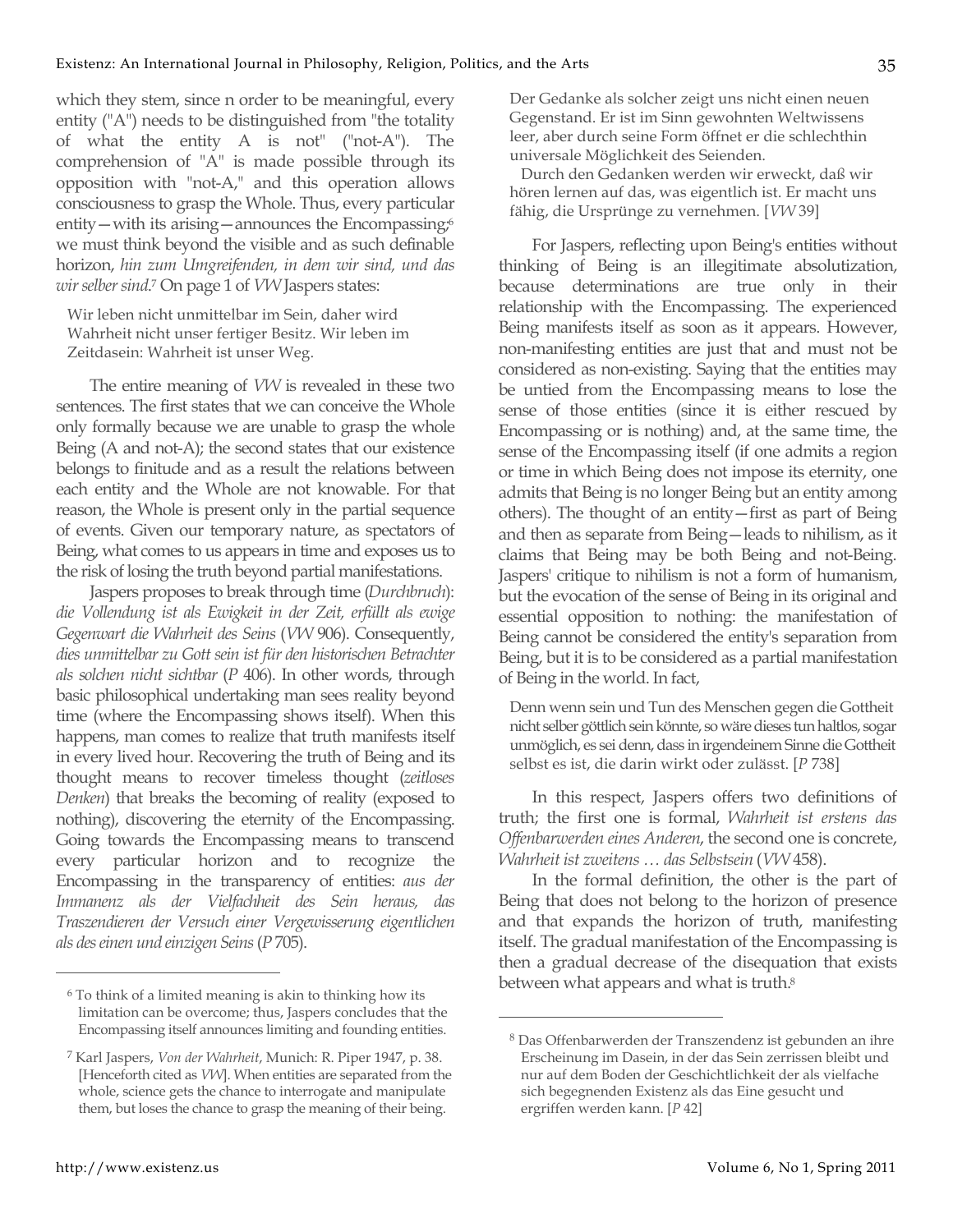which they stem, since n order to be meaningful, every entity ("A") needs to be distinguished from "the totality of what the entity A is not" ("not-A"). The comprehension of "A" is made possible through its opposition with "not-A," and this operation allows consciousness to grasp the Whole. Thus, every particular entity—with its arising—announces the Encompassing;[6] we must think beyond the visible and as such definable horizon, *hin zum Umgreifenden, in dem wir sind, und das wir selber sind*.[7] On page 1 of *VW* Jaspers states:

> Wir leben nicht unmittelbar im Sein, daher wird Wahrheit nicht unser fertiger Besitz. Wir leben im Zeitdasein: Wahrheit ist unser Weg.

The entire meaning of *VW* is revealed in these two sentences. The first states that we can conceive the Whole only formally because we are unable to grasp the whole Being (A and not-A); the second states that our existence belongs to finitude and as a result the relations between each entity and the Whole are not knowable. For that reason, the Whole is present only in the partial sequence of events. Given our temporary nature, as spectators of Being, what comes to us appears in time and exposes us to the risk of losing the truth beyond partial manifestations.

Jaspers proposes to break through time (*Durchbruch*): *die Vollendung ist als Ewigkeit in der Zeit, erfüllt als ewige Gegenwart die Wahrheit des Seins* (*VW* 906). Consequently, *dies unmittelbar zu Gott sein ist für den historischen Betrachter als solchen nicht sichtbar* (*P* 406). In other words, through basic philosophical undertaking man sees reality beyond time (where the Encompassing shows itself). When this happens, man comes to realize that truth manifests itself in every lived hour. Recovering the truth of Being and its thought means to recover timeless thought (*zeitloses Denken*) that breaks the becoming of reality (exposed to nothing), discovering the eternity of the Encompassing. Going towards the Encompassing means to transcend every particular horizon and to recognize the Encompassing in the transparency of entities: *aus der Immanenz als der Vielfachheit des Sein heraus, das Traszendieren der Versuch einer Vergewisserung eigentlichen als des einen und einzigen Seins* (*P* 705).

> Der Gedanke als solcher zeigt uns nicht einen neuen Gegenstand. Er ist im Sinn gewohnten Weltwissens leer, aber durch seine Form öffnet er die schlechthin universale Möglichkeit des Seienden.
>
> Durch den Gedanken werden wir erweckt, daß wir hören lernen auf das, was eigentlich ist. Er macht uns fähig, die Ursprünge zu vernehmen. [*VW* 39]

For Jaspers, reflecting upon Being's entities without thinking of Being is an illegitimate absolutization, because determinations are true only in their relationship with the Encompassing. The experienced Being manifests itself as soon as it appears. However, non-manifesting entities are just that and must not be considered as non-existing. Saying that the entities may be untied from the Encompassing means to lose the sense of those entities (since it is either rescued by Encompassing or is nothing) and, at the same time, the sense of the Encompassing itself (if one admits a region or time in which Being does not impose its eternity, one admits that Being is no longer Being but an entity among others). The thought of an entity—first as part of Being and then as separate from Being—leads to nihilism, as it claims that Being may be both Being and not-Being. Jaspers' critique to nihilism is not a form of humanism, but the evocation of the sense of Being in its original and essential opposition to nothing: the manifestation of Being cannot be considered the entity's separation from Being, but it is to be considered as a partial manifestation of Being in the world. In fact,

> Denn wenn sein und Tun des Menschen gegen die Gottheit nicht selber göttlich sein könnte, so wäre dieses tun haltlos, sogar unmöglich, es sei denn, dass in irgendeinem Sinne die Gottheit selbst es ist, die darin wirkt oder zulässt. [*P* 738]

In this respect, Jaspers offers two definitions of truth; the first one is formal, *Wahrheit ist erstens das Offenbarwerden eines Anderen*, the second one is concrete, *Wahrheit ist zweitens … das Selbstsein* (*VW* 458).

In the formal definition, the other is the part of Being that does not belong to the horizon of presence and that expands the horizon of truth, manifesting itself. The gradual manifestation of the Encompassing is then a gradual decrease of the disequation that exists between what appears and what is truth.[8]

---

[6] To think of a limited meaning is akin to thinking how its limitation can be overcome; thus, Jaspers concludes that the Encompassing itself announces limiting and founding entities.

[7] Karl Jaspers, *Von der Wahrheit*, Munich: R. Piper 1947, p. 38. [Henceforth cited as *VW*]. When entities are separated from the whole, science gets the chance to interrogate and manipulate them, but loses the chance to grasp the meaning of their being.

[8] Das Offenbarwerden der Transzendenz ist gebunden an ihre Erscheinung im Dasein, in der das Sein zerrissen bleibt und nur auf dem Boden der Geschichtlichkeit der als vielfache sich begegnenden Existenz als das Eine gesucht und ergriffen werden kann. [*P* 42]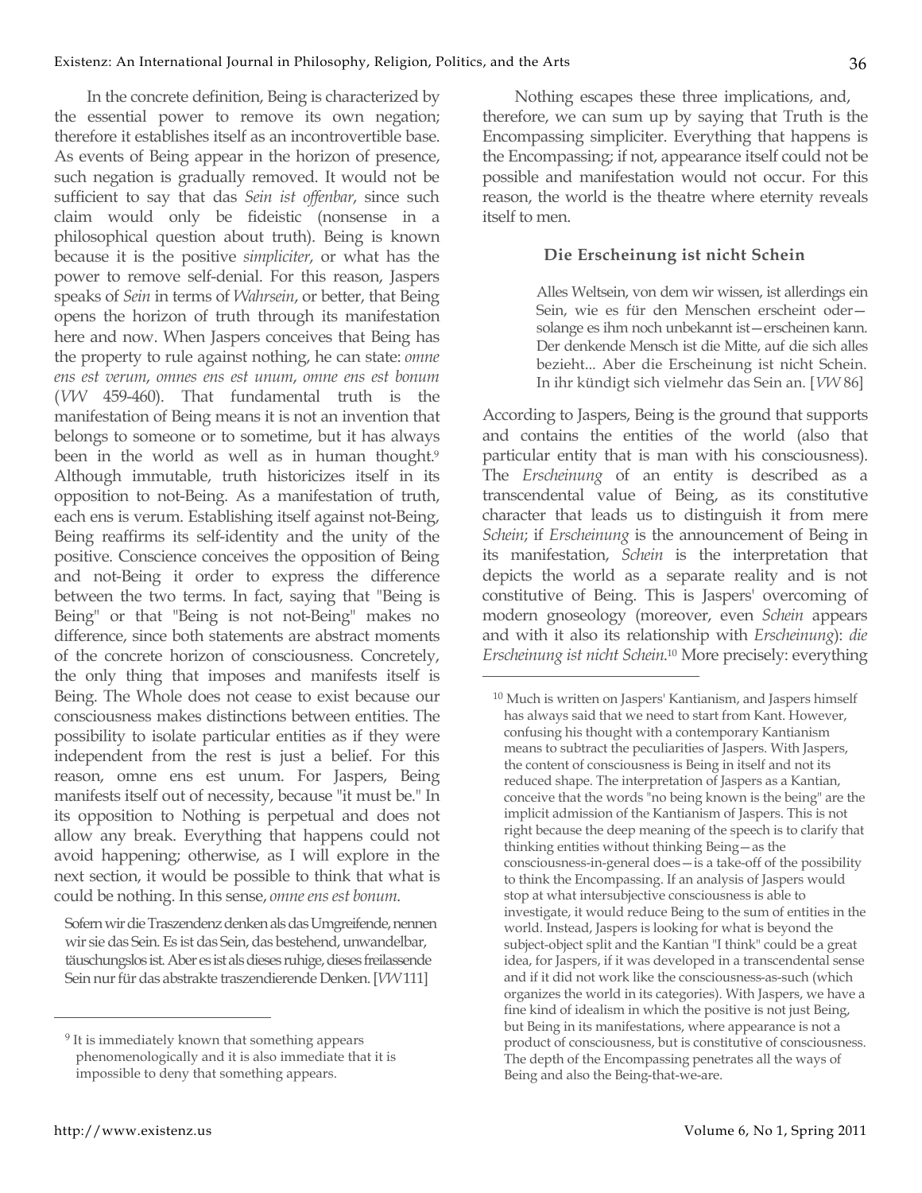In the concrete definition, Being is characterized by the essential power to remove its own negation; therefore it establishes itself as an incontrovertible base. As events of Being appear in the horizon of presence, such negation is gradually removed. It would not be sufficient to say that das *Sein ist offenbar*, since such claim would only be fideistic (nonsense in a philosophical question about truth). Being is known because it is the positive *simpliciter*, or what has the power to remove self-denial. For this reason, Jaspers speaks of *Sein* in terms of *Wahrsein*, or better, that Being opens the horizon of truth through its manifestation here and now. When Jaspers conceives that Being has the property to rule against nothing, he can state: *omne ens est verum*, *omnes ens est unum*, *omne ens est bonum* (*VW* 459-460). That fundamental truth is the manifestation of Being means it is not an invention that belongs to someone or to sometime, but it has always been in the world as well as in human thought.[9] Although immutable, truth historicizes itself in its opposition to not-Being. As a manifestation of truth, each ens is verum. Establishing itself against not-Being, Being reaffirms its self-identity and the unity of the positive. Conscience conceives the opposition of Being and not-Being it order to express the difference between the two terms. In fact, saying that "Being is Being" or that "Being is not not-Being" makes no difference, since both statements are abstract moments of the concrete horizon of consciousness. Concretely, the only thing that imposes and manifests itself is Being. The Whole does not cease to exist because our consciousness makes distinctions between entities. The possibility to isolate particular entities as if they were independent from the rest is just a belief. For this reason, omne ens est unum. For Jaspers, Being manifests itself out of necessity, because "it must be." In its opposition to Nothing is perpetual and does not allow any break. Everything that happens could not avoid happening; otherwise, as I will explore in the next section, it would be possible to think that what is could be nothing. In this sense, *omne ens est bonum*.

> Sofern wir die Traszendenz denken als das Umgreifende, nennen wir sie das Sein. Es ist das Sein, das bestehend, unwandelbar, täuschungslos ist. Aber es ist als dieses ruhige, dieses freilassende Sein nur für das abstrakte traszendierende Denken. [*VW* 111]

Nothing escapes these three implications, and, therefore, we can sum up by saying that Truth is the Encompassing simpliciter. Everything that happens is the Encompassing; if not, appearance itself could not be possible and manifestation would not occur. For this reason, the world is the theatre where eternity reveals itself to men.

### Die Erscheinung ist nicht Schein

> Alles Weltsein, von dem wir wissen, ist allerdings ein Sein, wie es für den Menschen erscheint oder—solange es ihm noch unbekannt ist—erscheinen kann. Der denkende Mensch ist die Mitte, auf die sich alles bezieht... Aber die Erscheinung ist nicht Schein. In ihr kündigt sich vielmehr das Sein an. [*VW* 86]

According to Jaspers, Being is the ground that supports and contains the entities of the world (also that particular entity that is man with his consciousness). The *Erscheinung* of an entity is described as a transcendental value of Being, as its constitutive character that leads us to distinguish it from mere *Schein*; if *Erscheinung* is the announcement of Being in its manifestation, *Schein* is the interpretation that depicts the world as a separate reality and is not constitutive of Being. This is Jaspers' overcoming of modern gnoseology (moreover, even *Schein* appears and with it also its relationship with *Erscheinung*): *die Erscheinung ist nicht Schein*.[10] More precisely: everything

---

[9] It is immediately known that something appears phenomenologically and it is also immediate that it is impossible to deny that something appears.

[10] Much is written on Jaspers' Kantianism, and Jaspers himself has always said that we need to start from Kant. However, confusing his thought with a contemporary Kantianism means to subtract the peculiarities of Jaspers. With Jaspers, the content of consciousness is Being in itself and not its reduced shape. The interpretation of Jaspers as a Kantian, conceive that the words "no being known is the being" are the implicit admission of the Kantianism of Jaspers. This is not right because the deep meaning of the speech is to clarify that thinking entities without thinking Being—as the consciousness-in-general does—is a take-off of the possibility to think the Encompassing. If an analysis of Jaspers would stop at what intersubjective consciousness is able to investigate, it would reduce Being to the sum of entities in the world. Instead, Jaspers is looking for what is beyond the subject-object split and the Kantian "I think" could be a great idea, for Jaspers, if it was developed in a transcendental sense and if it did not work like the consciousness-as-such (which organizes the world in its categories). With Jaspers, we have a fine kind of idealism in which the positive is not just Being, but Being in its manifestations, where appearance is not a product of consciousness, but is constitutive of consciousness. The depth of the Encompassing penetrates all the ways of Being and also the Being-that-we-are.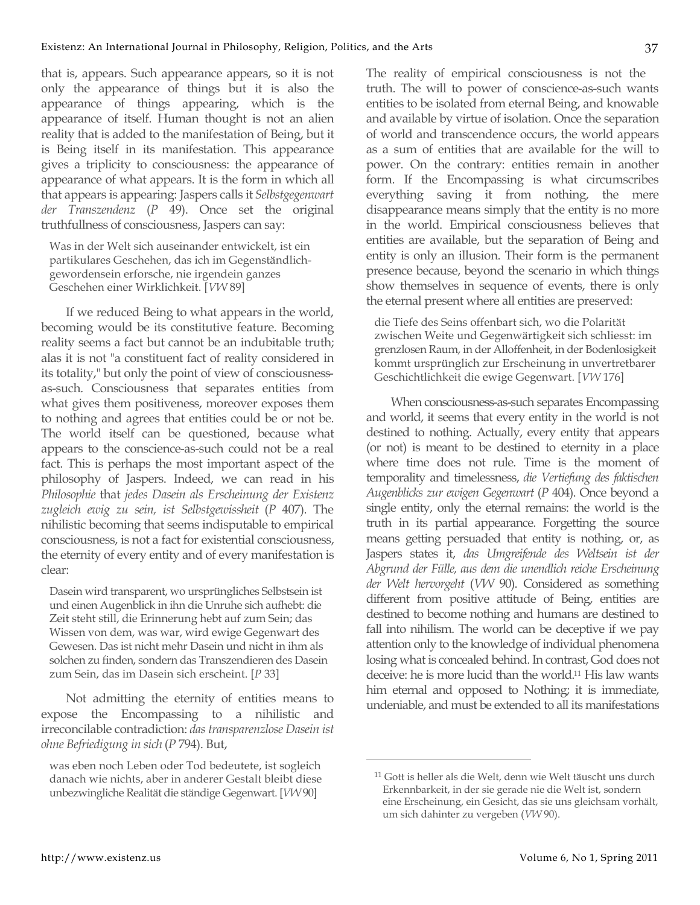that is, appears. Such appearance appears, so it is not only the appearance of things but it is also the appearance of things appearing, which is the appearance of itself. Human thought is not an alien reality that is added to the manifestation of Being, but it is Being itself in its manifestation. This appearance gives a triplicity to consciousness: the appearance of appearance of what appears. It is the form in which all that appears is appearing: Jaspers calls it *Selbstgegenwart der Transzendenz* (*P* 49). Once set the original truthfullness of consciousness, Jaspers can say:

> Was in der Welt sich auseinander entwickelt, ist ein partikulares Geschehen, das ich im Gegenständlich-gewordensein erforsche, nie irgendein ganzes Geschehen einer Wirklichkeit. [*VW* 89]

If we reduced Being to what appears in the world, becoming would be its constitutive feature. Becoming reality seems a fact but cannot be an indubitable truth; alas it is not "a constituent fact of reality considered in its totality," but only the point of view of consciousness-as-such. Consciousness that separates entities from what gives them positiveness, moreover exposes them to nothing and agrees that entities could be or not be. The world itself can be questioned, because what appears to the conscience-as-such could not be a real fact. This is perhaps the most important aspect of the philosophy of Jaspers. Indeed, we can read in his *Philosophie* that *jedes Dasein als Erscheinung der Existenz zugleich ewig zu sein, ist Selbstgewissheit* (*P* 407). The nihilistic becoming that seems indisputable to empirical consciousness, is not a fact for existential consciousness, the eternity of every entity and of every manifestation is clear:

> Dasein wird transparent, wo ursprüngliches Selbstsein ist und einen Augenblick in ihn die Unruhe sich aufhebt: die Zeit steht still, die Erinnerung hebt auf zum Sein; das Wissen von dem, was war, wird ewige Gegenwart des Gewesen. Das ist nicht mehr Dasein und nicht in ihm als solchen zu finden, sondern das Transzendieren des Dasein zum Sein, das im Dasein sich erscheint. [*P* 33]

Not admitting the eternity of entities means to expose the Encompassing to a nihilistic and irreconcilable contradiction: *das transparenzlose Dasein ist ohne Befriedigung in sich* (*P* 794). But,

> was eben noch Leben oder Tod bedeutete, ist sogleich danach wie nichts, aber in anderer Gestalt bleibt diese unbezwingliche Realität die ständige Gegenwart. [*VW* 90]

The reality of empirical consciousness is not the truth. The will to power of conscience-as-such wants entities to be isolated from eternal Being, and knowable and available by virtue of isolation. Once the separation of world and transcendence occurs, the world appears as a sum of entities that are available for the will to power. On the contrary: entities remain in another form. If the Encompassing is what circumscribes everything saving it from nothing, the mere disappearance means simply that the entity is no more in the world. Empirical consciousness believes that entities are available, but the separation of Being and entity is only an illusion. Their form is the permanent presence because, beyond the scenario in which things show themselves in sequence of events, there is only the eternal present where all entities are preserved:

> die Tiefe des Seins offenbart sich, wo die Polarität zwischen Weite und Gegenwärtigkeit sich schliesst: im grenzlosen Raum, in der Alloffenheit, in der Bodenlosigkeit kommt ursprünglich zur Erscheinung in unvertretbarer Geschichtlichkeit die ewige Gegenwart. [*VW* 176]

When consciousness-as-such separates Encompassing and world, it seems that every entity in the world is not destined to nothing. Actually, every entity that appears (or not) is meant to be destined to eternity in a place where time does not rule. Time is the moment of temporality and timelessness, *die Vertiefung des faktischen Augenblicks zur ewigen Gegenwart* (*P* 404). Once beyond a single entity, only the eternal remains: the world is the truth in its partial appearance. Forgetting the source means getting persuaded that entity is nothing, or, as Jaspers states it, *das Umgreifende des Weltsein ist der Abgrund der Fülle, aus dem die unendlich reiche Erscheinung der Welt hervorgeht* (*VW* 90). Considered as something different from positive attitude of Being, entities are destined to become nothing and humans are destined to fall into nihilism. The world can be deceptive if we pay attention only to the knowledge of individual phenomena losing what is concealed behind. In contrast, God does not deceive: he is more lucid than the world.[11] His law wants him eternal and opposed to Nothing; it is immediate, undeniable, and must be extended to all its manifestations

---

[11] Gott is heller als die Welt, denn wie Welt täuscht uns durch Erkennbarkeit, in der sie gerade nie die Welt ist, sondern eine Erscheinung, ein Gesicht, das sie uns gleichsam vorhält, um sich dahinter zu vergeben (*VW* 90).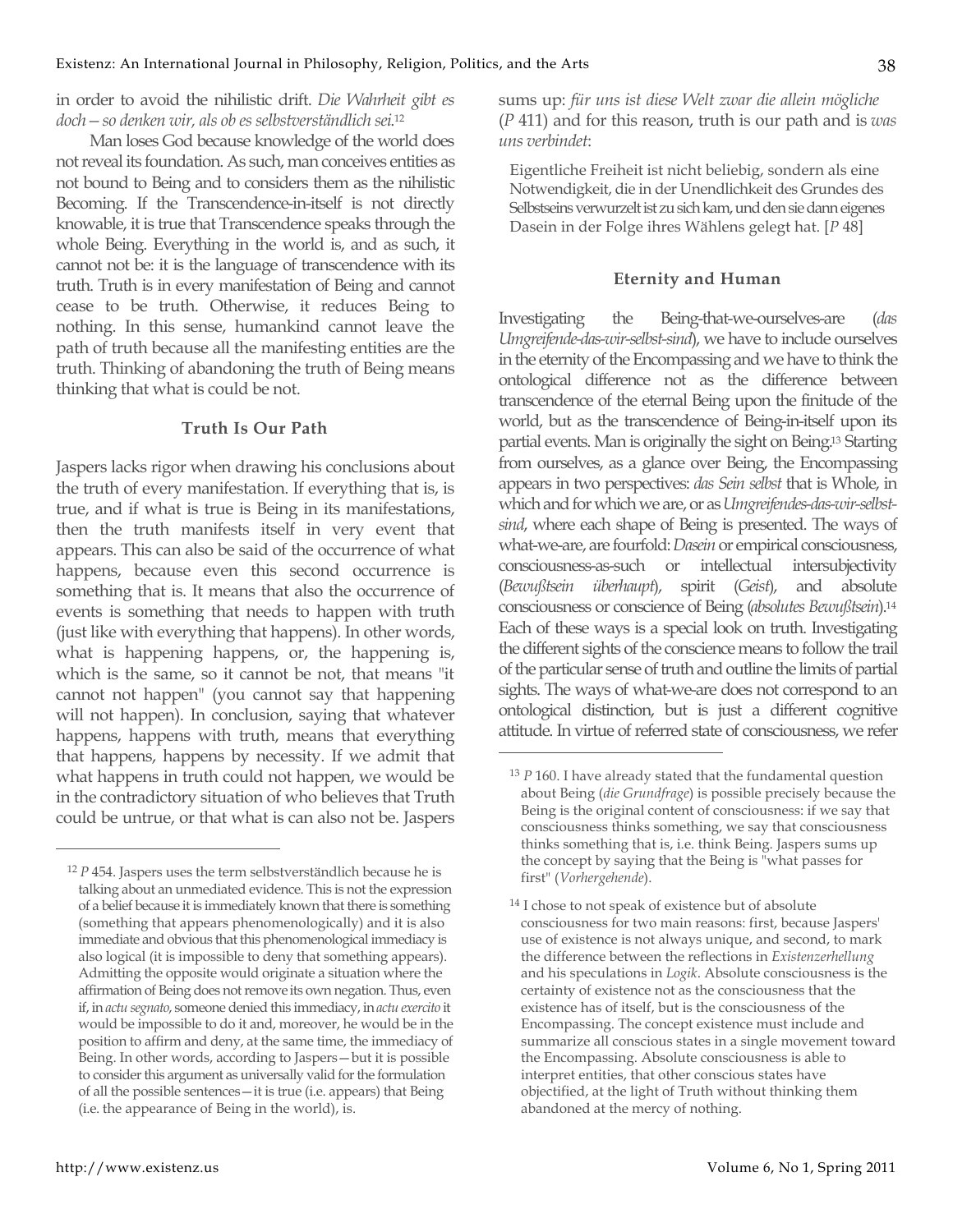in order to avoid the nihilistic drift. *Die Wahrheit gibt es doch—so denken wir, als ob es selbstverständlich sei.*[12]

Man loses God because knowledge of the world does not reveal its foundation. As such, man conceives entities as not bound to Being and to considers them as the nihilistic Becoming. If the Transcendence-in-itself is not directly knowable, it is true that Transcendence speaks through the whole Being. Everything in the world is, and as such, it cannot not be: it is the language of transcendence with its truth. Truth is in every manifestation of Being and cannot cease to be truth. Otherwise, it reduces Being to nothing. In this sense, humankind cannot leave the path of truth because all the manifesting entities are the truth. Thinking of abandoning the truth of Being means thinking that what is could be not.

### Truth Is Our Path

Jaspers lacks rigor when drawing his conclusions about the truth of every manifestation. If everything that is, is true, and if what is true is Being in its manifestations, then the truth manifests itself in very event that appears. This can also be said of the occurrence of what happens, because even this second occurrence is something that is. It means that also the occurrence of events is something that needs to happen with truth (just like with everything that happens). In other words, what is happening happens, or, the happening is, which is the same, so it cannot be not, that means "it cannot not happen" (you cannot say that happening will not happen). In conclusion, saying that whatever happens, happens with truth, means that everything that happens, happens by necessity. If we admit that what happens in truth could not happen, we would be in the contradictory situation of who believes that Truth could be untrue, or that what is can also not be. Jaspers sums up: *für uns ist diese Welt zwar die allein mögliche* (*P* 411) and for this reason, truth is our path and is *was uns verbindet*:

> Eigentliche Freiheit ist nicht beliebig, sondern als eine Notwendigkeit, die in der Unendlichkeit des Grundes des Selbstseins verwurzelt ist zu sich kam, und den sie dann eigenes Dasein in der Folge ihres Wählens gelegt hat. [*P* 48]

### Eternity and Human

Investigating the Being-that-we-ourselves-are (*das Umgreifende-das-wir-selbst-sind*), we have to include ourselves in the eternity of the Encompassing and we have to think the ontological difference not as the difference between transcendence of the eternal Being upon the finitude of the world, but as the transcendence of Being-in-itself upon its partial events. Man is originally the sight on Being.[13] Starting from ourselves, as a glance over Being, the Encompassing appears in two perspectives: *das Sein selbst* that is Whole, in which and for which we are, or as *Umgreifendes-das-wir-selbst-sind*, where each shape of Being is presented. The ways of what-we-are, are fourfold: *Dasein* or empirical consciousness, consciousness-as-such or intellectual intersubjectivity (*Bewußtsein überhaupt*), spirit (*Geist*), and absolute consciousness or conscience of Being (*absolutes Bewußtsein*).[14] Each of these ways is a special look on truth. Investigating the different sights of the conscience means to follow the trail of the particular sense of truth and outline the limits of partial sights. The ways of what-we-are does not correspond to an ontological distinction, but is just a different cognitive attitude. In virtue of referred state of consciousness, we refer

---

[12] *P* 454. Jaspers uses the term selbstverständlich because he is talking about an unmediated evidence. This is not the expression of a belief because it is immediately known that there is something (something that appears phenomenologically) and it is also immediate and obvious that this phenomenological immediacy is also logical (it is impossible to deny that something appears). Admitting the opposite would originate a situation where the affirmation of Being does not remove its own negation. Thus, even if, in *actu segnato*, someone denied this immediacy, in *actu exercito* it would be impossible to do it and, moreover, he would be in the position to affirm and deny, at the same time, the immediacy of Being. In other words, according to Jaspers—but it is possible to consider this argument as universally valid for the formulation of all the possible sentences—it is true (i.e. appears) that Being (i.e. the appearance of Being in the world), is.

[13] *P* 160. I have already stated that the fundamental question about Being (*die Grundfrage*) is possible precisely because the Being is the original content of consciousness: if we say that consciousness thinks something, we say that consciousness thinks something that is, i.e. think Being. Jaspers sums up the concept by saying that the Being is "what passes for first" (*Vorhergehende*).

[14] I chose to not speak of existence but of absolute consciousness for two main reasons: first, because Jaspers' use of existence is not always unique, and second, to mark the difference between the reflections in *Existenzerhellung* and his speculations in *Logik*. Absolute consciousness is the certainty of existence not as the consciousness that the existence has of itself, but is the consciousness of the Encompassing. The concept existence must include and summarize all conscious states in a single movement toward the Encompassing. Absolute consciousness is able to interpret entities, that other conscious states have objectified, at the light of Truth without thinking them abandoned at the mercy of nothing.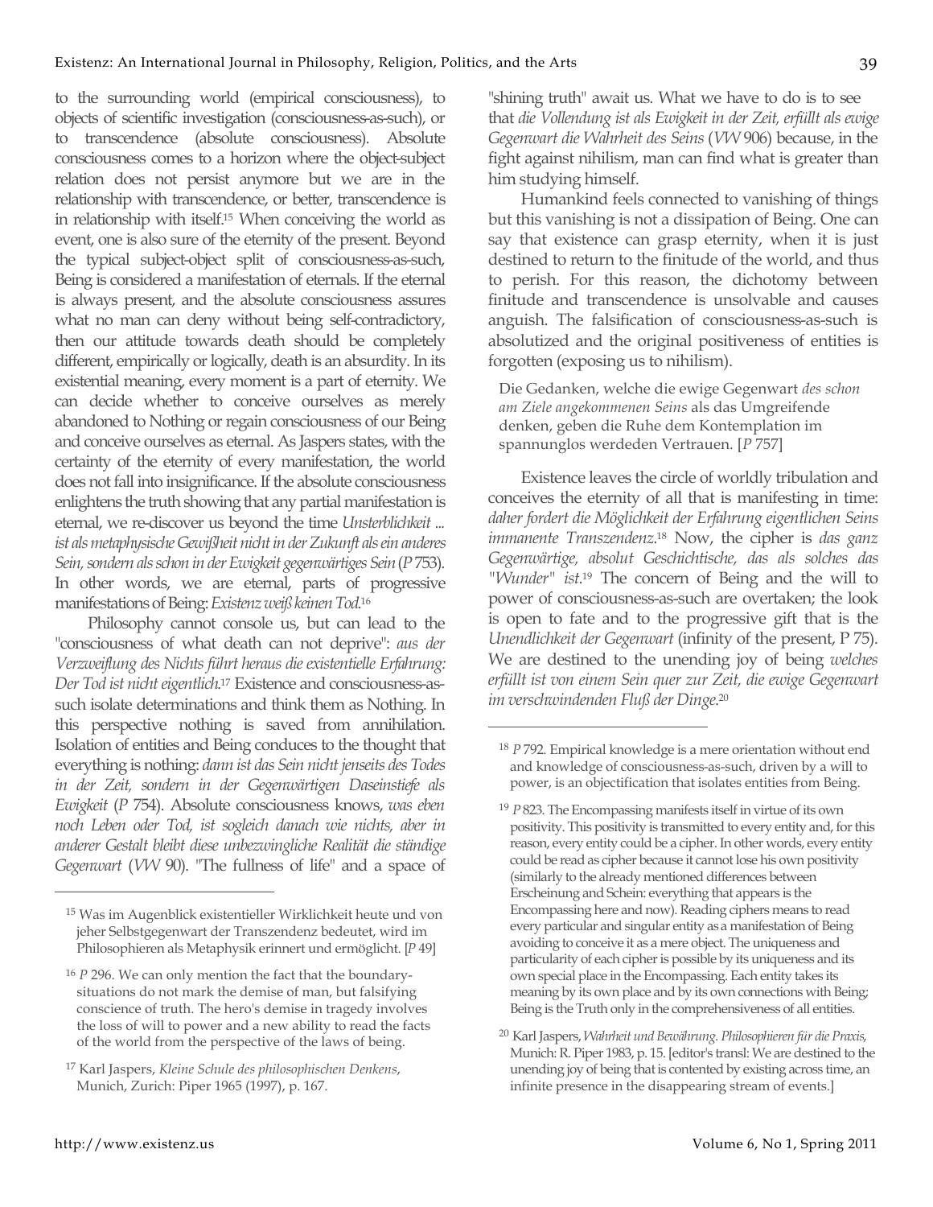to the surrounding world (empirical consciousness), to objects of scientific investigation (consciousness-as-such), or to transcendence (absolute consciousness). Absolute consciousness comes to a horizon where the object-subject relation does not persist anymore but we are in the relationship with transcendence, or better, transcendence is in relationship with itself.[15] When conceiving the world as event, one is also sure of the eternity of the present. Beyond the typical subject-object split of consciousness-as-such, Being is considered a manifestation of eternals. If the eternal is always present, and the absolute consciousness assures what no man can deny without being self-contradictory, then our attitude towards death should be completely different, empirically or logically, death is an absurdity. In its existential meaning, every moment is a part of eternity. We can decide whether to conceive ourselves as merely abandoned to Nothing or regain consciousness of our Being and conceive ourselves as eternal. As Jaspers states, with the certainty of the eternity of every manifestation, the world does not fall into insignificance. If the absolute consciousness enlightens the truth showing that any partial manifestation is eternal, we re-discover us beyond the time *Unsterblichkeit ... ist als metaphysische Gewißheit nicht in der Zukunft als ein anderes Sein, sondern als schon in der Ewigkeit gegenwärtiges Sein* (*P* 753). In other words, we are eternal, parts of progressive manifestations of Being: *Existenz weiß keinen Tod*.[16]

Philosophy cannot console us, but can lead to the "consciousness of what death can not deprive": *aus der Verzweiflung des Nichts führt heraus die existentielle Erfahrung: Der Tod ist nicht eigentlich*.[17] Existence and consciousness-as-such isolate determinations and think them as Nothing. In this perspective nothing is saved from annihilation. Isolation of entities and Being conduces to the thought that everything is nothing: *dann ist das Sein nicht jenseits des Todes in der Zeit, sondern in der Gegenwärtigen Daseinstiefe als Ewigkeit* (*P* 754). Absolute consciousness knows, *was eben noch Leben oder Tod, ist sogleich danach wie nichts, aber in anderer Gestalt bleibt diese unbezwingliche Realität die ständige Gegenwart* (*VW* 90). "The fullness of life" and a space of "shining truth" await us. What we have to do is to see that *die Vollendung ist als Ewigkeit in der Zeit, erfüllt als ewige Gegenwart die Wahrheit des Seins* (*VW* 906) because, in the fight against nihilism, man can find what is greater than him studying himself.

Humankind feels connected to vanishing of things but this vanishing is not a dissipation of Being. One can say that existence can grasp eternity, when it is just destined to return to the finitude of the world, and thus to perish. For this reason, the dichotomy between finitude and transcendence is unsolvable and causes anguish. The falsification of consciousness-as-such is absolutized and the original positiveness of entities is forgotten (exposing us to nihilism).

> Die Gedanken, welche die ewige Gegenwart *des schon am Ziele angekommenen Seins* als das Umgreifende denken, geben die Ruhe dem Kontemplation im spannunglos werdeden Vertrauen. [*P* 757]

Existence leaves the circle of worldly tribulation and conceives the eternity of all that is manifesting in time: *daher fordert die Möglichkeit der Erfahrung eigentlichen Seins immanente Transzendenz*.[18] Now, the cipher is *das ganz Gegenwärtige, absolut Geschichtische, das als solches das "Wunder" ist*.[19] The concern of Being and the will to power of consciousness-as-such are overtaken; the look is open to fate and to the progressive gift that is the *Unendlichkeit der Gegenwart* (infinity of the present, P 75). We are destined to the unending joy of being *welches erfüllt ist von einem Sein quer zur Zeit, die ewige Gegenwart im verschwindenden Fluß der Dinge*.[20]

---

[15] Was im Augenblick existentieller Wirklichkeit heute und von jeher Selbstgegenwart der Transzendenz bedeutet, wird im Philosophieren als Metaphysik erinnert und ermöglicht. [*P* 49]

[16] *P* 296. We can only mention the fact that the boundary-situations do not mark the demise of man, but falsifying conscience of truth. The hero's demise in tragedy involves the loss of will to power and a new ability to read the facts of the world from the perspective of the laws of being.

[17] Karl Jaspers, *Kleine Schule des philosophischen Denkens*, Munich, Zurich: Piper 1965 (1997), p. 167.

[18] *P* 792. Empirical knowledge is a mere orientation without end and knowledge of consciousness-as-such, driven by a will to power, is an objectification that isolates entities from Being.

[19] *P* 823. The Encompassing manifests itself in virtue of its own positivity. This positivity is transmitted to every entity and, for this reason, every entity could be a cipher. In other words, every entity could be read as cipher because it cannot lose his own positivity (similarly to the already mentioned differences between Erscheinung and Schein: everything that appears is the Encompassing here and now). Reading ciphers means to read every particular and singular entity as a manifestation of Being avoiding to conceive it as a mere object. The uniqueness and particularity of each cipher is possible by its uniqueness and its own special place in the Encompassing. Each entity takes its meaning by its own place and by its own connections with Being; Being is the Truth only in the comprehensiveness of all entities.

[20] Karl Jaspers, *Wahrheit und Bewährung. Philosophieren für die Praxis*, Munich: R. Piper 1983, p. 15. [editor's transl: We are destined to the unending joy of being that is contented by existing across time, an infinite presence in the disappearing stream of events.]